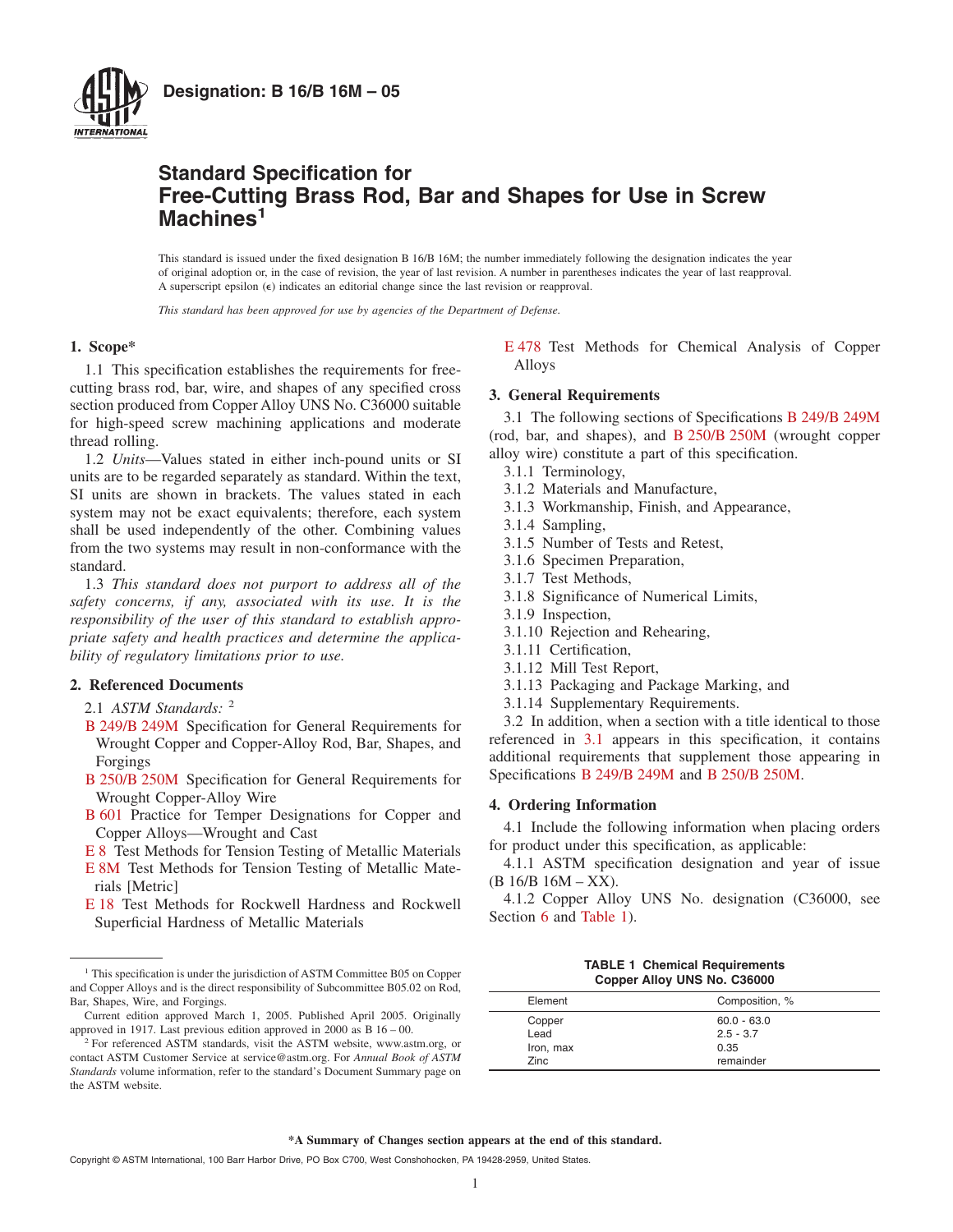**Designation: B 16/B 16M – 05**

# Standard Specification for Free-Cutting Brass Rod, Bar and Shapes for Use in Screw Machines[1]

This standard is issued under the fixed designation B 16/B 16M; the number immediately following the designation indicates the year of original adoption or, in the case of revision, the year of last revision. A number in parentheses indicates the year of last reapproval. A superscript epsilon (ε) indicates an editorial change since the last revision or reapproval.

*This standard has been approved for use by agencies of the Department of Defense.*

## 1. Scope*

1.1 This specification establishes the requirements for free-cutting brass rod, bar, wire, and shapes of any specified cross section produced from Copper Alloy UNS No. C36000 suitable for high-speed screw machining applications and moderate thread rolling.

1.2 *Units*—Values stated in either inch-pound units or SI units are to be regarded separately as standard. Within the text, SI units are shown in brackets. The values stated in each system may not be exact equivalents; therefore, each system shall be used independently of the other. Combining values from the two systems may result in non-conformance with the standard.

1.3 *This standard does not purport to address all of the safety concerns, if any, associated with its use. It is the responsibility of the user of this standard to establish appropriate safety and health practices and determine the applicability of regulatory limitations prior to use.*

## 2. Referenced Documents

2.1 *ASTM Standards:* [2]

B 249/B 249M Specification for General Requirements for Wrought Copper and Copper-Alloy Rod, Bar, Shapes, and Forgings

B 250/B 250M Specification for General Requirements for Wrought Copper-Alloy Wire

B 601 Practice for Temper Designations for Copper and Copper Alloys—Wrought and Cast

E 8 Test Methods for Tension Testing of Metallic Materials

E 8M Test Methods for Tension Testing of Metallic Materials [Metric]

E 18 Test Methods for Rockwell Hardness and Rockwell Superficial Hardness of Metallic Materials

E 478 Test Methods for Chemical Analysis of Copper Alloys

## 3. General Requirements

3.1 The following sections of Specifications B 249/B 249M (rod, bar, and shapes), and B 250/B 250M (wrought copper alloy wire) constitute a part of this specification.

3.1.1 Terminology,

3.1.2 Materials and Manufacture,

3.1.3 Workmanship, Finish, and Appearance,

3.1.4 Sampling,

3.1.5 Number of Tests and Retest,

3.1.6 Specimen Preparation,

3.1.7 Test Methods,

3.1.8 Significance of Numerical Limits,

3.1.9 Inspection,

3.1.10 Rejection and Rehearing,

3.1.11 Certification,

3.1.12 Mill Test Report,

3.1.13 Packaging and Package Marking, and

3.1.14 Supplementary Requirements.

3.2 In addition, when a section with a title identical to those referenced in 3.1 appears in this specification, it contains additional requirements that supplement those appearing in Specifications B 249/B 249M and B 250/B 250M.

## 4. Ordering Information

4.1 Include the following information when placing orders for product under this specification, as applicable:

4.1.1 ASTM specification designation and year of issue (B 16/B 16M – XX).

4.1.2 Copper Alloy UNS No. designation (C36000, see Section 6 and Table 1).

**TABLE 1 Chemical Requirements**
**Copper Alloy UNS No. C36000**

| Element | Composition, % |
|---|---|
| Copper | 60.0 - 63.0 |
| Lead | 2.5 - 3.7 |
| Iron, max | 0.35 |
| Zinc | remainder |

[1] This specification is under the jurisdiction of ASTM Committee B05 on Copper and Copper Alloys and is the direct responsibility of Subcommittee B05.02 on Rod, Bar, Shapes, Wire, and Forgings.

Current edition approved March 1, 2005. Published April 2005. Originally approved in 1917. Last previous edition approved in 2000 as B 16 – 00.

[2] For referenced ASTM standards, visit the ASTM website, www.astm.org, or contact ASTM Customer Service at service@astm.org. For *Annual Book of ASTM Standards* volume information, refer to the standard's Document Summary page on the ASTM website.

**\*A Summary of Changes section appears at the end of this standard.**

Copyright © ASTM International, 100 Barr Harbor Drive, PO Box C700, West Conshohocken, PA 19428-2959, United States.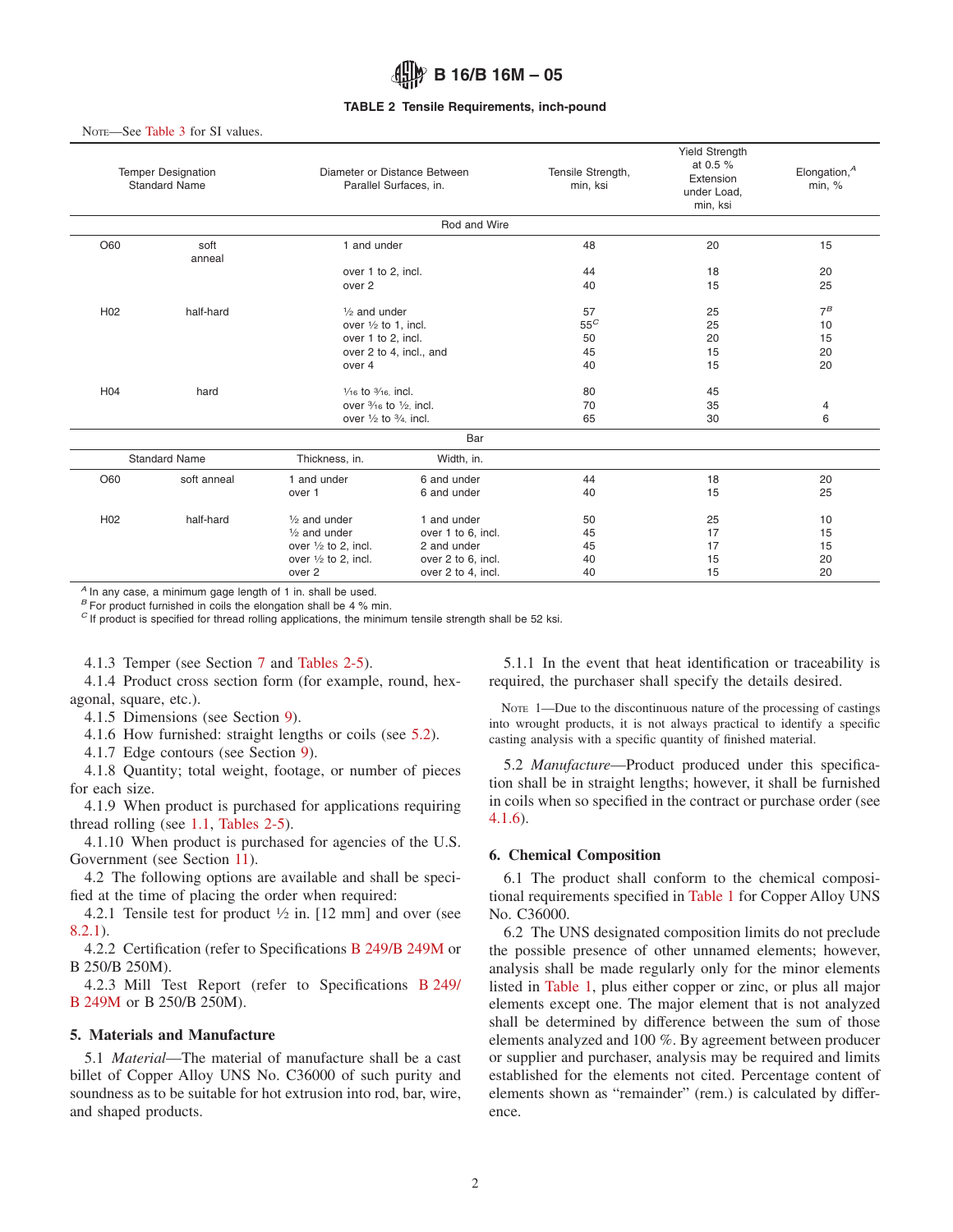**TABLE 2 Tensile Requirements, inch-pound**

NOTE—See Table 3 for SI values.

| Temper Designation | Standard Name | Diameter or Distance Between Parallel Surfaces, in. | | Tensile Strength, min, ksi | Yield Strength at 0.5 % Extension under Load, min, ksi | Elongation,[A] min, % |
|---|---|---|---|---|---|---|
| | | **Rod and Wire** | | | | |
| O60 | soft anneal | 1 and under | | 48 | 20 | 15 |
| | | over 1 to 2, incl. | | 44 | 18 | 20 |
| | | over 2 | | 40 | 15 | 25 |
| H02 | half-hard | ½ and under | | 57 | 25 | 7[B] |
| | | over ½ to 1, incl. | | 55[C] | 25 | 10 |
| | | over 1 to 2, incl. | | 50 | 20 | 15 |
| | | over 2 to 4, incl., and | | 45 | 15 | 20 |
| | | over 4 | | 40 | 15 | 20 |
| H04 | hard | 1⁄16 to 3⁄16, incl. | | 80 | 45 | |
| | | over 3⁄16 to ½, incl. | | 70 | 35 | 4 |
| | | over ½ to ¾, incl. | | 65 | 30 | 6 |
| | | **Bar** | | | | |
| | Standard Name | Thickness, in. | Width, in. | | | |
| O60 | soft anneal | 1 and under | 6 and under | 44 | 18 | 20 |
| | | over 1 | 6 and under | 40 | 15 | 25 |
| H02 | half-hard | ½ and under | 1 and under | 50 | 25 | 10 |
| | | ½ and under | over 1 to 6, incl. | 45 | 17 | 15 |
| | | over ½ to 2, incl. | 2 and under | 45 | 17 | 15 |
| | | over ½ to 2, incl. | over 2 to 6, incl. | 40 | 15 | 20 |
| | | over 2 | over 2 to 4, incl. | 40 | 15 | 20 |

[A] In any case, a minimum gage length of 1 in. shall be used.
[B] For product furnished in coils the elongation shall be 4 % min.
[C] If product is specified for thread rolling applications, the minimum tensile strength shall be 52 ksi.

4.1.3 Temper (see Section 7 and Tables 2-5).

4.1.4 Product cross section form (for example, round, hexagonal, square, etc.).

4.1.5 Dimensions (see Section 9).

4.1.6 How furnished: straight lengths or coils (see 5.2).

4.1.7 Edge contours (see Section 9).

4.1.8 Quantity; total weight, footage, or number of pieces for each size.

4.1.9 When product is purchased for applications requiring thread rolling (see 1.1, Tables 2-5).

4.1.10 When product is purchased for agencies of the U.S. Government (see Section 11).

4.2 The following options are available and shall be specified at the time of placing the order when required:

4.2.1 Tensile test for product ½ in. [12 mm] and over (see 8.2.1).

4.2.2 Certification (refer to Specifications B 249/B 249M or B 250/B 250M).

4.2.3 Mill Test Report (refer to Specifications B 249/B 249M or B 250/B 250M).

## 5. Materials and Manufacture

5.1 *Material*—The material of manufacture shall be a cast billet of Copper Alloy UNS No. C36000 of such purity and soundness as to be suitable for hot extrusion into rod, bar, wire, and shaped products.

5.1.1 In the event that heat identification or traceability is required, the purchaser shall specify the details desired.

NOTE 1—Due to the discontinuous nature of the processing of castings into wrought products, it is not always practical to identify a specific casting analysis with a specific quantity of finished material.

5.2 *Manufacture*—Product produced under this specification shall be in straight lengths; however, it shall be furnished in coils when so specified in the contract or purchase order (see 4.1.6).

## 6. Chemical Composition

6.1 The product shall conform to the chemical compositional requirements specified in Table 1 for Copper Alloy UNS No. C36000.

6.2 The UNS designated composition limits do not preclude the possible presence of other unnamed elements; however, analysis shall be made regularly only for the minor elements listed in Table 1, plus either copper or zinc, or plus all major elements except one. The major element that is not analyzed shall be determined by difference between the sum of those elements analyzed and 100 %. By agreement between producer or supplier and purchaser, analysis may be required and limits established for the elements not cited. Percentage content of elements shown as "remainder" (rem.) is calculated by difference.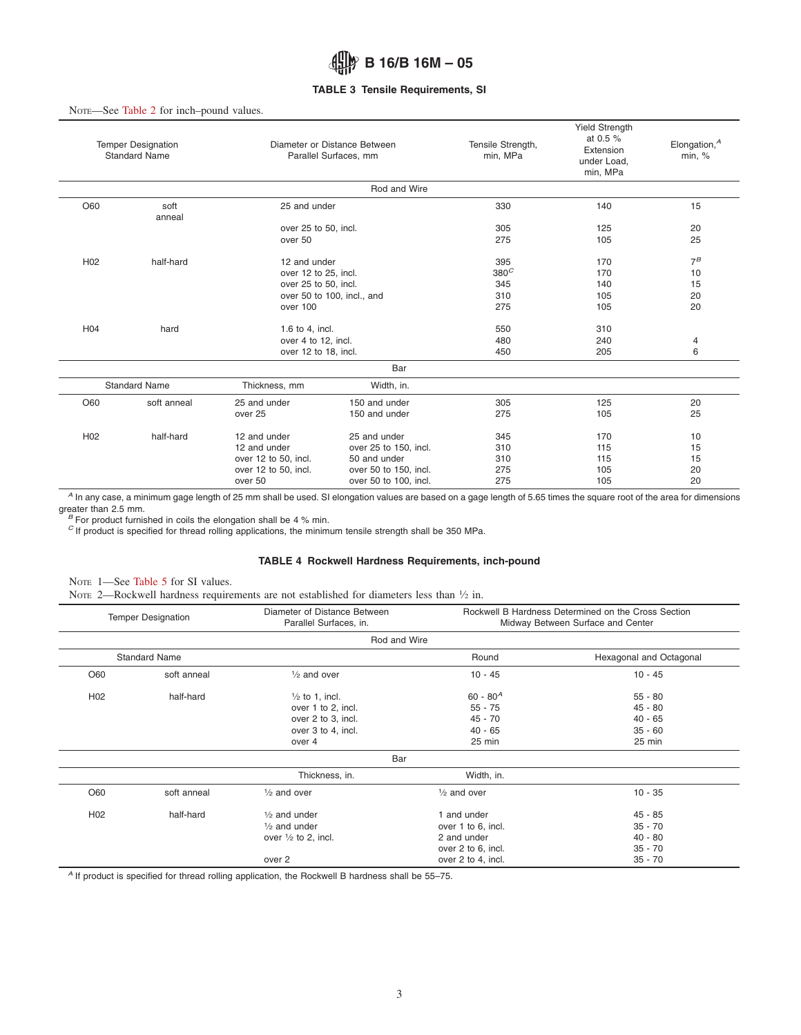**TABLE 3 Tensile Requirements, SI**

NOTE—See Table 2 for inch–pound values.

| Temper Designation | Standard Name | Diameter or Distance Between Parallel Surfaces, mm | | Tensile Strength, min, MPa | Yield Strength at 0.5 % Extension under Load, min, MPa | Elongation,[A] min, % |
|---|---|---|---|---|---|---|
| | | Rod and Wire | | | | |
| O60 | soft anneal | 25 and under | | 330 | 140 | 15 |
| | | over 25 to 50, incl. | | 305 | 125 | 20 |
| | | over 50 | | 275 | 105 | 25 |
| H02 | half-hard | 12 and under | | 395 | 170 | 7[B] |
| | | over 12 to 25, incl. | | 380[C] | 170 | 10 |
| | | over 25 to 50, incl. | | 345 | 140 | 15 |
| | | over 50 to 100, incl., and | | 310 | 105 | 20 |
| | | over 100 | | 275 | 105 | 20 |
| H04 | hard | 1.6 to 4, incl. | | 550 | 310 | |
| | | over 4 to 12, incl. | | 480 | 240 | 4 |
| | | over 12 to 18, incl. | | 450 | 205 | 6 |
| | | Bar | | | | |
| | Standard Name | Thickness, mm | Width, in. | | | |
| O60 | soft anneal | 25 and under | 150 and under | 305 | 125 | 20 |
| | | over 25 | 150 and under | 275 | 105 | 25 |
| H02 | half-hard | 12 and under | 25 and under | 345 | 170 | 10 |
| | | 12 and under | over 25 to 150, incl. | 310 | 115 | 15 |
| | | over 12 to 50, incl. | 50 and under | 310 | 115 | 15 |
| | | over 12 to 50, incl. | over 50 to 150, incl. | 275 | 105 | 20 |
| | | over 50 | over 50 to 100, incl. | 275 | 105 | 20 |

[A] In any case, a minimum gage length of 25 mm shall be used. SI elongation values are based on a gage length of 5.65 times the square root of the area for dimensions greater than 2.5 mm.
[B] For product furnished in coils the elongation shall be 4 % min.
[C] If product is specified for thread rolling applications, the minimum tensile strength shall be 350 MPa.

**TABLE 4 Rockwell Hardness Requirements, inch-pound**

NOTE 1—See Table 5 for SI values.
NOTE 2—Rockwell hardness requirements are not established for diameters less than ½ in.

| Temper Designation | | Diameter of Distance Between Parallel Surfaces, in. | Rockwell B Hardness Determined on the Cross Section Midway Between Surface and Center | |
|---|---|---|---|---|
| | | Rod and Wire | | |
| | Standard Name | | Round | Hexagonal and Octagonal |
| O60 | soft anneal | ½ and over | 10 - 45 | 10 - 45 |
| H02 | half-hard | ½ to 1, incl. | 60 - 80[A] | 55 - 80 |
| | | over 1 to 2, incl. | 55 - 75 | 45 - 80 |
| | | over 2 to 3, incl. | 45 - 70 | 40 - 65 |
| | | over 3 to 4, incl. | 40 - 65 | 35 - 60 |
| | | over 4 | 25 min | 25 min |
| | | Bar | | |
| | | Thickness, in. | Width, in. | |
| O60 | soft anneal | ½ and over | ½ and over | 10 - 35 |
| H02 | half-hard | ½ and under | 1 and under | 45 - 85 |
| | | ½ and under | over 1 to 6, incl. | 35 - 70 |
| | | over ½ to 2, incl. | 2 and under | 40 - 80 |
| | | | over 2 to 6, incl. | 35 - 70 |
| | | over 2 | over 2 to 4, incl. | 35 - 70 |

[A] If product is specified for thread rolling application, the Rockwell B hardness shall be 55–75.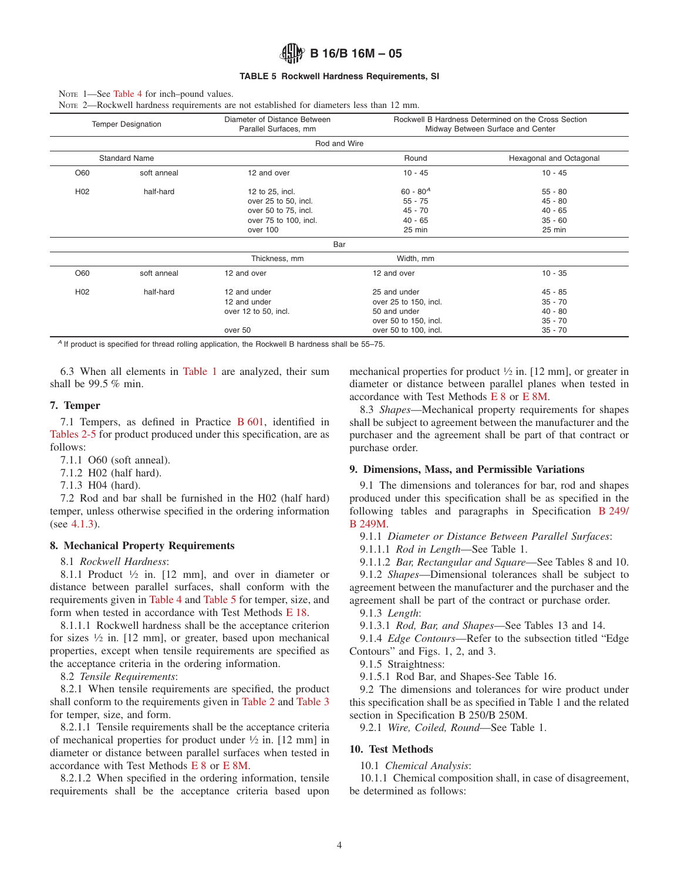**TABLE 5 Rockwell Hardness Requirements, SI**

NOTE 1—See Table 4 for inch–pound values.
NOTE 2—Rockwell hardness requirements are not established for diameters less than 12 mm.

| Temper Designation | | Diameter of Distance Between Parallel Surfaces, mm | Rockwell B Hardness Determined on the Cross Section Midway Between Surface and Center | |
|---|---|---|---|---|
| | | Rod and Wire | | |
| Standard Name | | | Round | Hexagonal and Octagonal |
| O60 | soft anneal | 12 and over | 10 - 45 | 10 - 45 |
| H02 | half-hard | 12 to 25, incl. | 60 - 80[A] | 55 - 80 |
| | | over 25 to 50, incl. | 55 - 75 | 45 - 80 |
| | | over 50 to 75, incl. | 45 - 70 | 40 - 65 |
| | | over 75 to 100, incl. | 40 - 65 | 35 - 60 |
| | | over 100 | 25 min | 25 min |
| | | Bar | | |
| | | Thickness, mm | Width, mm | |
| O60 | soft anneal | 12 and over | 12 and over | 10 - 35 |
| H02 | half-hard | 12 and under | 25 and under | 45 - 85 |
| | | 12 and under | over 25 to 150, incl. | 35 - 70 |
| | | over 12 to 50, incl. | 50 and under | 40 - 80 |
| | | | over 50 to 150, incl. | 35 - 70 |
| | | over 50 | over 50 to 100, incl. | 35 - 70 |

[A] If product is specified for thread rolling application, the Rockwell B hardness shall be 55–75.

6.3 When all elements in Table 1 are analyzed, their sum shall be 99.5 % min.

## 7. Temper

7.1 Tempers, as defined in Practice B 601, identified in Tables 2-5 for product produced under this specification, are as follows:

7.1.1 O60 (soft anneal).

7.1.2 H02 (half hard).

7.1.3 H04 (hard).

7.2 Rod and bar shall be furnished in the H02 (half hard) temper, unless otherwise specified in the ordering information (see 4.1.3).

## 8. Mechanical Property Requirements

8.1 *Rockwell Hardness*:

8.1.1 Product ½ in. [12 mm], and over in diameter or distance between parallel surfaces, shall conform with the requirements given in Table 4 and Table 5 for temper, size, and form when tested in accordance with Test Methods E 18.

8.1.1.1 Rockwell hardness shall be the acceptance criterion for sizes ½ in. [12 mm], or greater, based upon mechanical properties, except when tensile requirements are specified as the acceptance criteria in the ordering information.

8.2 *Tensile Requirements*:

8.2.1 When tensile requirements are specified, the product shall conform to the requirements given in Table 2 and Table 3 for temper, size, and form.

8.2.1.1 Tensile requirements shall be the acceptance criteria of mechanical properties for product under ½ in. [12 mm] in diameter or distance between parallel surfaces when tested in accordance with Test Methods E 8 or E 8M.

8.2.1.2 When specified in the ordering information, tensile requirements shall be the acceptance criteria based upon mechanical properties for product ½ in. [12 mm], or greater in diameter or distance between parallel planes when tested in accordance with Test Methods E 8 or E 8M.

8.3 *Shapes*—Mechanical property requirements for shapes shall be subject to agreement between the manufacturer and the purchaser and the agreement shall be part of that contract or purchase order.

## 9. Dimensions, Mass, and Permissible Variations

9.1 The dimensions and tolerances for bar, rod and shapes produced under this specification shall be as specified in the following tables and paragraphs in Specification B 249/B 249M.

9.1.1 *Diameter or Distance Between Parallel Surfaces*:

9.1.1.1 *Rod in Length*—See Table 1.

9.1.1.2 *Bar, Rectangular and Square*—See Tables 8 and 10.

9.1.2 *Shapes*—Dimensional tolerances shall be subject to agreement between the manufacturer and the purchaser and the agreement shall be part of the contract or purchase order.

9.1.3 *Length*:

9.1.3.1 *Rod, Bar, and Shapes*—See Tables 13 and 14.

9.1.4 *Edge Contours*—Refer to the subsection titled "Edge Contours" and Figs. 1, 2, and 3.

9.1.5 Straightness:

9.1.5.1 Rod Bar, and Shapes-See Table 16.

9.2 The dimensions and tolerances for wire product under this specification shall be as specified in Table 1 and the related section in Specification B 250/B 250M.

9.2.1 *Wire, Coiled, Round*—See Table 1.

## 10. Test Methods

10.1 *Chemical Analysis*:

10.1.1 Chemical composition shall, in case of disagreement, be determined as follows: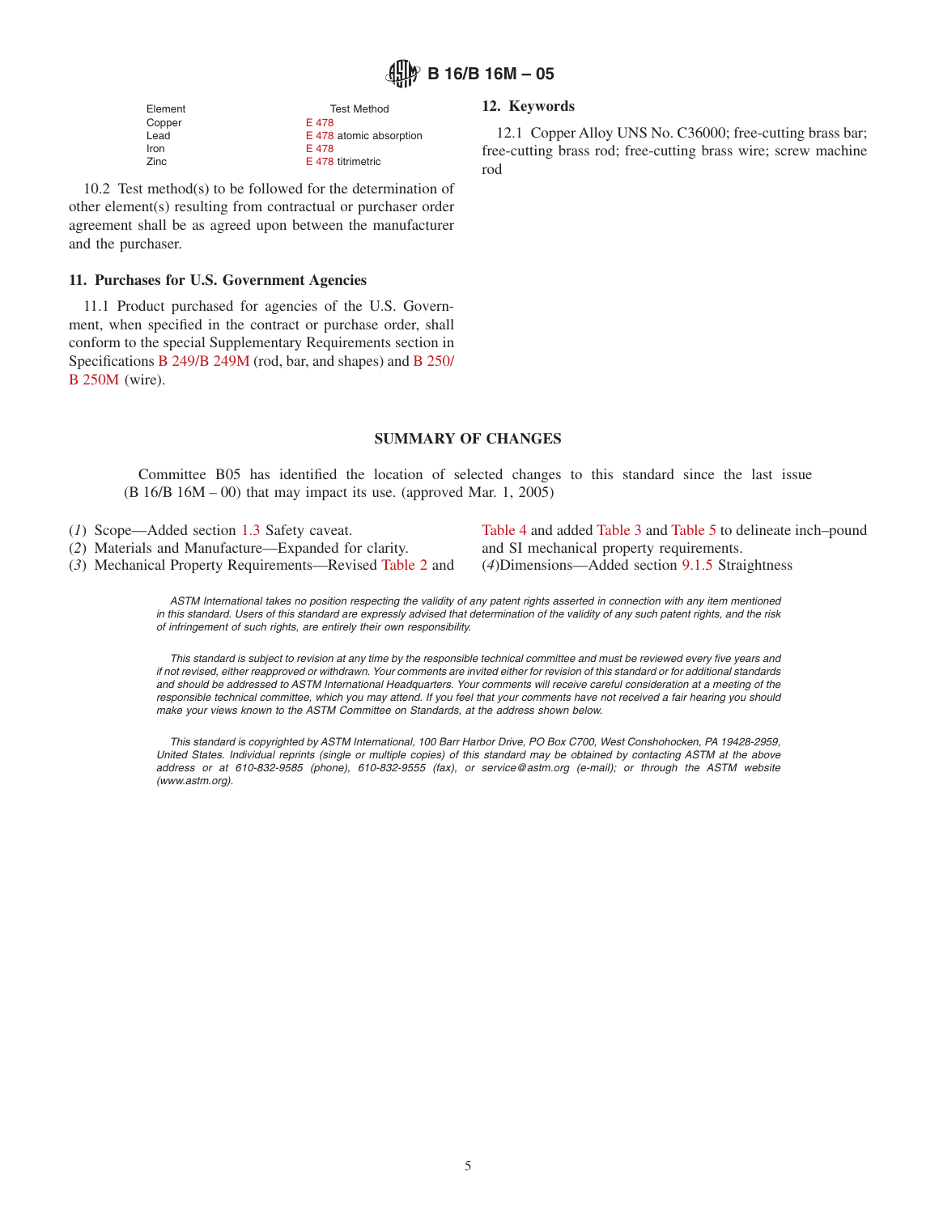| Element | Test Method |
|---|---|
| Copper | E 478 |
| Lead | E 478 atomic absorption |
| Iron | E 478 |
| Zinc | E 478 titrimetric |

10.2 Test method(s) to be followed for the determination of other element(s) resulting from contractual or purchaser order agreement shall be as agreed upon between the manufacturer and the purchaser.

## 11. Purchases for U.S. Government Agencies

11.1 Product purchased for agencies of the U.S. Government, when specified in the contract or purchase order, shall conform to the special Supplementary Requirements section in Specifications B 249/B 249M (rod, bar, and shapes) and B 250/B 250M (wire).

## 12. Keywords

12.1 Copper Alloy UNS No. C36000; free-cutting brass bar; free-cutting brass rod; free-cutting brass wire; screw machine rod

## SUMMARY OF CHANGES

Committee B05 has identified the location of selected changes to this standard since the last issue (B 16/B 16M – 00) that may impact its use. (approved Mar. 1, 2005)

(*1*) Scope—Added section 1.3 Safety caveat.
(*2*) Materials and Manufacture—Expanded for clarity.
(*3*) Mechanical Property Requirements—Revised Table 2 and Table 4 and added Table 3 and Table 5 to delineate inch–pound and SI mechanical property requirements.
(*4*)Dimensions—Added section 9.1.5 Straightness

*ASTM International takes no position respecting the validity of any patent rights asserted in connection with any item mentioned in this standard. Users of this standard are expressly advised that determination of the validity of any such patent rights, and the risk of infringement of such rights, are entirely their own responsibility.*

*This standard is subject to revision at any time by the responsible technical committee and must be reviewed every five years and if not revised, either reapproved or withdrawn. Your comments are invited either for revision of this standard or for additional standards and should be addressed to ASTM International Headquarters. Your comments will receive careful consideration at a meeting of the responsible technical committee, which you may attend. If you feel that your comments have not received a fair hearing you should make your views known to the ASTM Committee on Standards, at the address shown below.*

*This standard is copyrighted by ASTM International, 100 Barr Harbor Drive, PO Box C700, West Conshohocken, PA 19428-2959, United States. Individual reprints (single or multiple copies) of this standard may be obtained by contacting ASTM at the above address or at 610-832-9585 (phone), 610-832-9555 (fax), or service@astm.org (e-mail); or through the ASTM website (www.astm.org).*